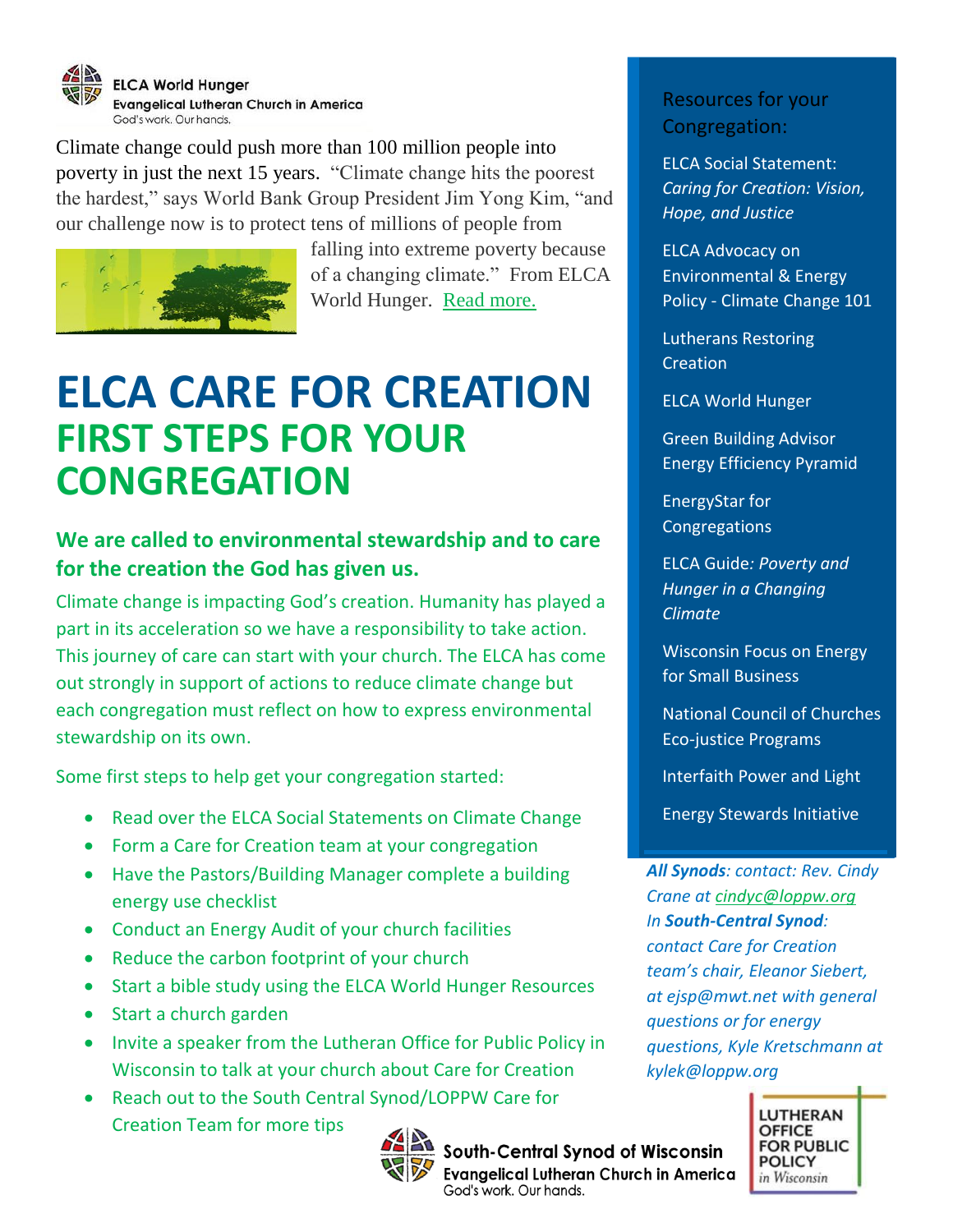**ELCA World Hunger**
**Evangelical Lutheran Church in America**
God's work. Our hands.

Climate change could push more than 100 million people into poverty in just the next 15 years. "Climate change hits the poorest the hardest," says World Bank Group President Jim Yong Kim, "and our challenge now is to protect tens of millions of people from falling into extreme poverty because of a changing climate." From ELCA World Hunger. [Read more.]

# ELCA CARE FOR CREATION

## FIRST STEPS FOR YOUR CONGREGATION

### We are called to environmental stewardship and to care for the creation the God has given us.

Climate change is impacting God's creation. Humanity has played a part in its acceleration so we have a responsibility to take action. This journey of care can start with your church. The ELCA has come out strongly in support of actions to reduce climate change but each congregation must reflect on how to express environmental stewardship on its own.

Some first steps to help get your congregation started:

- Read over the ELCA Social Statements on Climate Change
- Form a Care for Creation team at your congregation
- Have the Pastors/Building Manager complete a building energy use checklist
- Conduct an Energy Audit of your church facilities
- Reduce the carbon footprint of your church
- Start a bible study using the ELCA World Hunger Resources
- Start a church garden
- Invite a speaker from the Lutheran Office for Public Policy in Wisconsin to talk at your church about Care for Creation
- Reach out to the South Central Synod/LOPPW Care for Creation Team for more tips

Resources for your Congregation:

ELCA Social Statement: *Caring for Creation: Vision, Hope, and Justice*

ELCA Advocacy on Environmental & Energy Policy - Climate Change 101

Lutherans Restoring Creation

ELCA World Hunger

Green Building Advisor Energy Efficiency Pyramid

EnergyStar for Congregations

ELCA Guide*: Poverty and Hunger in a Changing Climate*

Wisconsin Focus on Energy for Small Business

National Council of Churches Eco-justice Programs

Interfaith Power and Light

Energy Stewards Initiative

***All Synods****: contact: Rev. Cindy Crane at cindyc@loppw.org*
*In* ***South-Central Synod****: contact Care for Creation team's chair, Eleanor Siebert, at ejsp@mwt.net with general questions or for energy questions, Kyle Kretschmann at kylek@loppw.org*

**South-Central Synod of Wisconsin**
**Evangelical Lutheran Church in America**
God's work. Our hands.

LUTHERAN OFFICE FOR PUBLIC POLICY in Wisconsin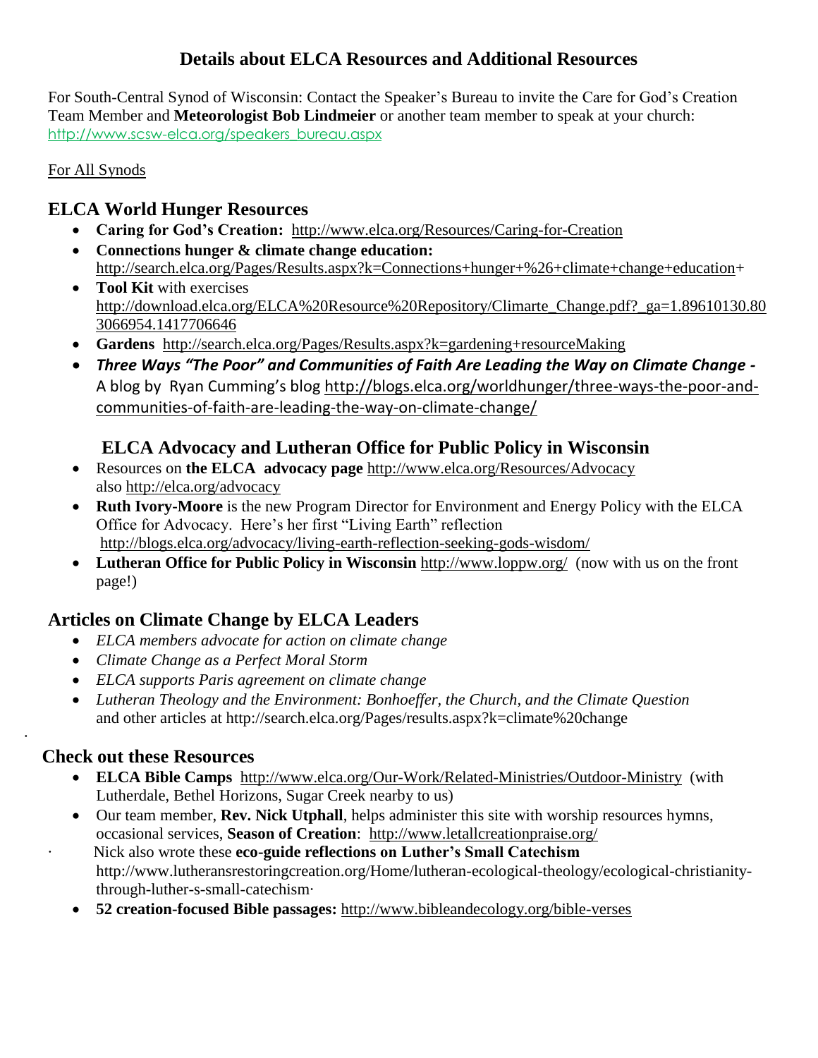## Details about ELCA Resources and Additional Resources

For South-Central Synod of Wisconsin: Contact the Speaker's Bureau to invite the Care for God's Creation Team Member and **Meteorologist Bob Lindmeier** or another team member to speak at your church: http://www.scsw-elca.org/speakers_bureau.aspx

For All Synods

### ELCA World Hunger Resources

- **Caring for God's Creation:** http://www.elca.org/Resources/Caring-for-Creation
- **Connections hunger & climate change education:** http://search.elca.org/Pages/Results.aspx?k=Connections+hunger+%26+climate+change+education+
- **Tool Kit** with exercises http://download.elca.org/ELCA%20Resource%20Repository/Climarte_Change.pdf?_ga=1.89610130.803066954.1417706646
- **Gardens** http://search.elca.org/Pages/Results.aspx?k=gardening+resourceMaking
- ***Three Ways "The Poor" and Communities of Faith Are Leading the Way on Climate Change -*** A blog by Ryan Cumming's blog http://blogs.elca.org/worldhunger/three-ways-the-poor-and-communities-of-faith-are-leading-the-way-on-climate-change/

### ELCA Advocacy and Lutheran Office for Public Policy in Wisconsin

- Resources on **the ELCA advocacy page** http://www.elca.org/Resources/Advocacy also http://elca.org/advocacy
- **Ruth Ivory-Moore** is the new Program Director for Environment and Energy Policy with the ELCA Office for Advocacy. Here's her first "Living Earth" reflection http://blogs.elca.org/advocacy/living-earth-reflection-seeking-gods-wisdom/
- **Lutheran Office for Public Policy in Wisconsin** http://www.loppw.org/ (now with us on the front page!)

### Articles on Climate Change by ELCA Leaders

- *ELCA members advocate for action on climate change*
- *Climate Change as a Perfect Moral Storm*
- *ELCA supports Paris agreement on climate change*
- *Lutheran Theology and the Environment: Bonhoeffer, the Church, and the Climate Question* and other articles at http://search.elca.org/Pages/results.aspx?k=climate%20change

### Check out these Resources

- **ELCA Bible Camps** http://www.elca.org/Our-Work/Related-Ministries/Outdoor-Ministry (with Lutherdale, Bethel Horizons, Sugar Creek nearby to us)
- Our team member, **Rev. Nick Utphall**, helps administer this site with worship resources hymns, occasional services, **Season of Creation**: http://www.letallcreationpraise.org/
- Nick also wrote these **eco-guide reflections on Luther's Small Catechism** http://www.lutheransrestoringcreation.org/Home/lutheran-ecological-theology/ecological-christianity-through-luther-s-small-catechism·
- **52 creation-focused Bible passages:** http://www.bibleandecology.org/bible-verses